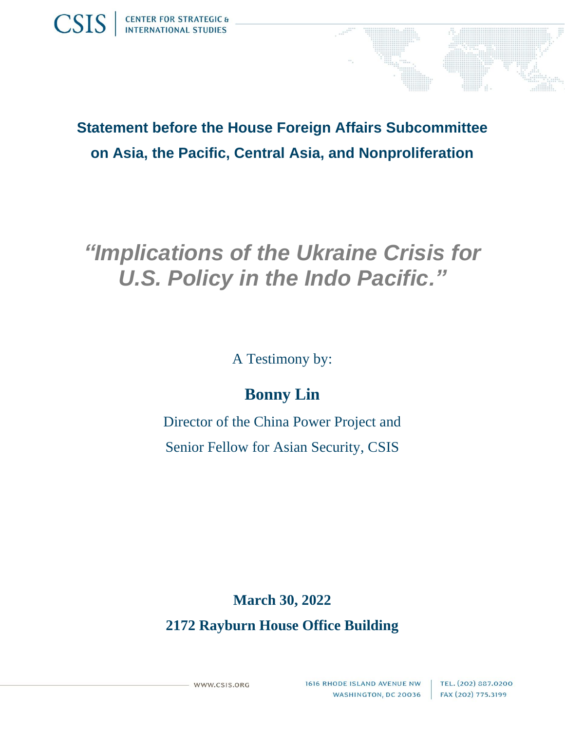CSIS | CENTER FOR STRATEGIC & INTERNATIONAL STUDIES

## Statement before the House Foreign Affairs Subcommittee on Asia, the Pacific, Central Asia, and Nonproliferation

# *"Implications of the Ukraine Crisis for U.S. Policy in the Indo Pacific."*

A Testimony by:

**Bonny Lin**

Director of the China Power Project and

Senior Fellow for Asian Security, CSIS

**March 30, 2022**

**2172 Rayburn House Office Building**

WWW.CSIS.ORG

1616 RHODE ISLAND AVENUE NW
WASHINGTON, DC 20036

TEL. (202) 887.0200
FAX (202) 775.3199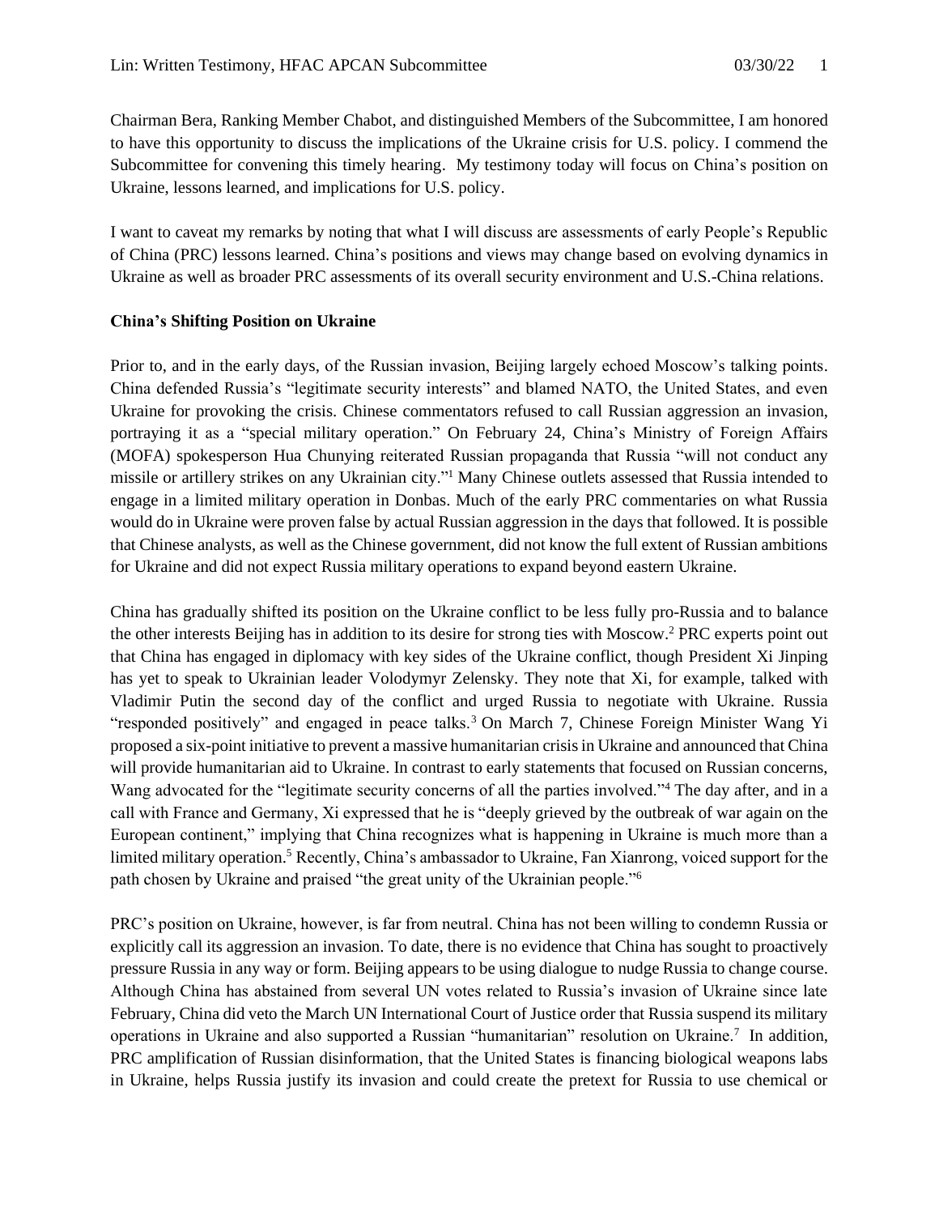Chairman Bera, Ranking Member Chabot, and distinguished Members of the Subcommittee, I am honored to have this opportunity to discuss the implications of the Ukraine crisis for U.S. policy. I commend the Subcommittee for convening this timely hearing. My testimony today will focus on China's position on Ukraine, lessons learned, and implications for U.S. policy.

I want to caveat my remarks by noting that what I will discuss are assessments of early People's Republic of China (PRC) lessons learned. China's positions and views may change based on evolving dynamics in Ukraine as well as broader PRC assessments of its overall security environment and U.S.-China relations.

**China's Shifting Position on Ukraine**

Prior to, and in the early days, of the Russian invasion, Beijing largely echoed Moscow's talking points. China defended Russia's "legitimate security interests" and blamed NATO, the United States, and even Ukraine for provoking the crisis. Chinese commentators refused to call Russian aggression an invasion, portraying it as a "special military operation." On February 24, China's Ministry of Foreign Affairs (MOFA) spokesperson Hua Chunying reiterated Russian propaganda that Russia "will not conduct any missile or artillery strikes on any Ukrainian city."[1] Many Chinese outlets assessed that Russia intended to engage in a limited military operation in Donbas. Much of the early PRC commentaries on what Russia would do in Ukraine were proven false by actual Russian aggression in the days that followed. It is possible that Chinese analysts, as well as the Chinese government, did not know the full extent of Russian ambitions for Ukraine and did not expect Russia military operations to expand beyond eastern Ukraine.

China has gradually shifted its position on the Ukraine conflict to be less fully pro-Russia and to balance the other interests Beijing has in addition to its desire for strong ties with Moscow.[2] PRC experts point out that China has engaged in diplomacy with key sides of the Ukraine conflict, though President Xi Jinping has yet to speak to Ukrainian leader Volodymyr Zelensky. They note that Xi, for example, talked with Vladimir Putin the second day of the conflict and urged Russia to negotiate with Ukraine. Russia "responded positively" and engaged in peace talks.[3] On March 7, Chinese Foreign Minister Wang Yi proposed a six-point initiative to prevent a massive humanitarian crisis in Ukraine and announced that China will provide humanitarian aid to Ukraine. In contrast to early statements that focused on Russian concerns, Wang advocated for the "legitimate security concerns of all the parties involved."[4] The day after, and in a call with France and Germany, Xi expressed that he is "deeply grieved by the outbreak of war again on the European continent," implying that China recognizes what is happening in Ukraine is much more than a limited military operation.[5] Recently, China's ambassador to Ukraine, Fan Xianrong, voiced support for the path chosen by Ukraine and praised "the great unity of the Ukrainian people."[6]

PRC's position on Ukraine, however, is far from neutral. China has not been willing to condemn Russia or explicitly call its aggression an invasion. To date, there is no evidence that China has sought to proactively pressure Russia in any way or form. Beijing appears to be using dialogue to nudge Russia to change course. Although China has abstained from several UN votes related to Russia's invasion of Ukraine since late February, China did veto the March UN International Court of Justice order that Russia suspend its military operations in Ukraine and also supported a Russian "humanitarian" resolution on Ukraine.[7] In addition, PRC amplification of Russian disinformation, that the United States is financing biological weapons labs in Ukraine, helps Russia justify its invasion and could create the pretext for Russia to use chemical or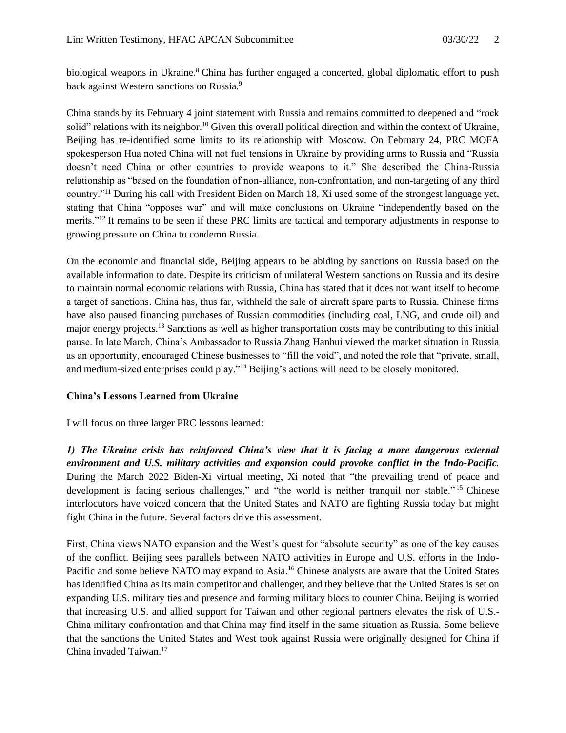biological weapons in Ukraine.[8] China has further engaged a concerted, global diplomatic effort to push back against Western sanctions on Russia.[9]

China stands by its February 4 joint statement with Russia and remains committed to deepened and "rock solid" relations with its neighbor.[10] Given this overall political direction and within the context of Ukraine, Beijing has re-identified some limits to its relationship with Moscow. On February 24, PRC MOFA spokesperson Hua noted China will not fuel tensions in Ukraine by providing arms to Russia and "Russia doesn't need China or other countries to provide weapons to it." She described the China-Russia relationship as "based on the foundation of non-alliance, non-confrontation, and non-targeting of any third country."[11] During his call with President Biden on March 18, Xi used some of the strongest language yet, stating that China "opposes war" and will make conclusions on Ukraine "independently based on the merits."[12] It remains to be seen if these PRC limits are tactical and temporary adjustments in response to growing pressure on China to condemn Russia.

On the economic and financial side, Beijing appears to be abiding by sanctions on Russia based on the available information to date. Despite its criticism of unilateral Western sanctions on Russia and its desire to maintain normal economic relations with Russia, China has stated that it does not want itself to become a target of sanctions. China has, thus far, withheld the sale of aircraft spare parts to Russia. Chinese firms have also paused financing purchases of Russian commodities (including coal, LNG, and crude oil) and major energy projects.[13] Sanctions as well as higher transportation costs may be contributing to this initial pause. In late March, China's Ambassador to Russia Zhang Hanhui viewed the market situation in Russia as an opportunity, encouraged Chinese businesses to "fill the void", and noted the role that "private, small, and medium-sized enterprises could play."[14] Beijing's actions will need to be closely monitored.

**China's Lessons Learned from Ukraine**

I will focus on three larger PRC lessons learned:

***1) The Ukraine crisis has reinforced China's view that it is facing a more dangerous external environment and U.S. military activities and expansion could provoke conflict in the Indo-Pacific.*** During the March 2022 Biden-Xi virtual meeting, Xi noted that "the prevailing trend of peace and development is facing serious challenges," and "the world is neither tranquil nor stable."[15] Chinese interlocutors have voiced concern that the United States and NATO are fighting Russia today but might fight China in the future. Several factors drive this assessment.

First, China views NATO expansion and the West's quest for "absolute security" as one of the key causes of the conflict. Beijing sees parallels between NATO activities in Europe and U.S. efforts in the Indo-Pacific and some believe NATO may expand to Asia.[16] Chinese analysts are aware that the United States has identified China as its main competitor and challenger, and they believe that the United States is set on expanding U.S. military ties and presence and forming military blocs to counter China. Beijing is worried that increasing U.S. and allied support for Taiwan and other regional partners elevates the risk of U.S.-China military confrontation and that China may find itself in the same situation as Russia. Some believe that the sanctions the United States and West took against Russia were originally designed for China if China invaded Taiwan.[17]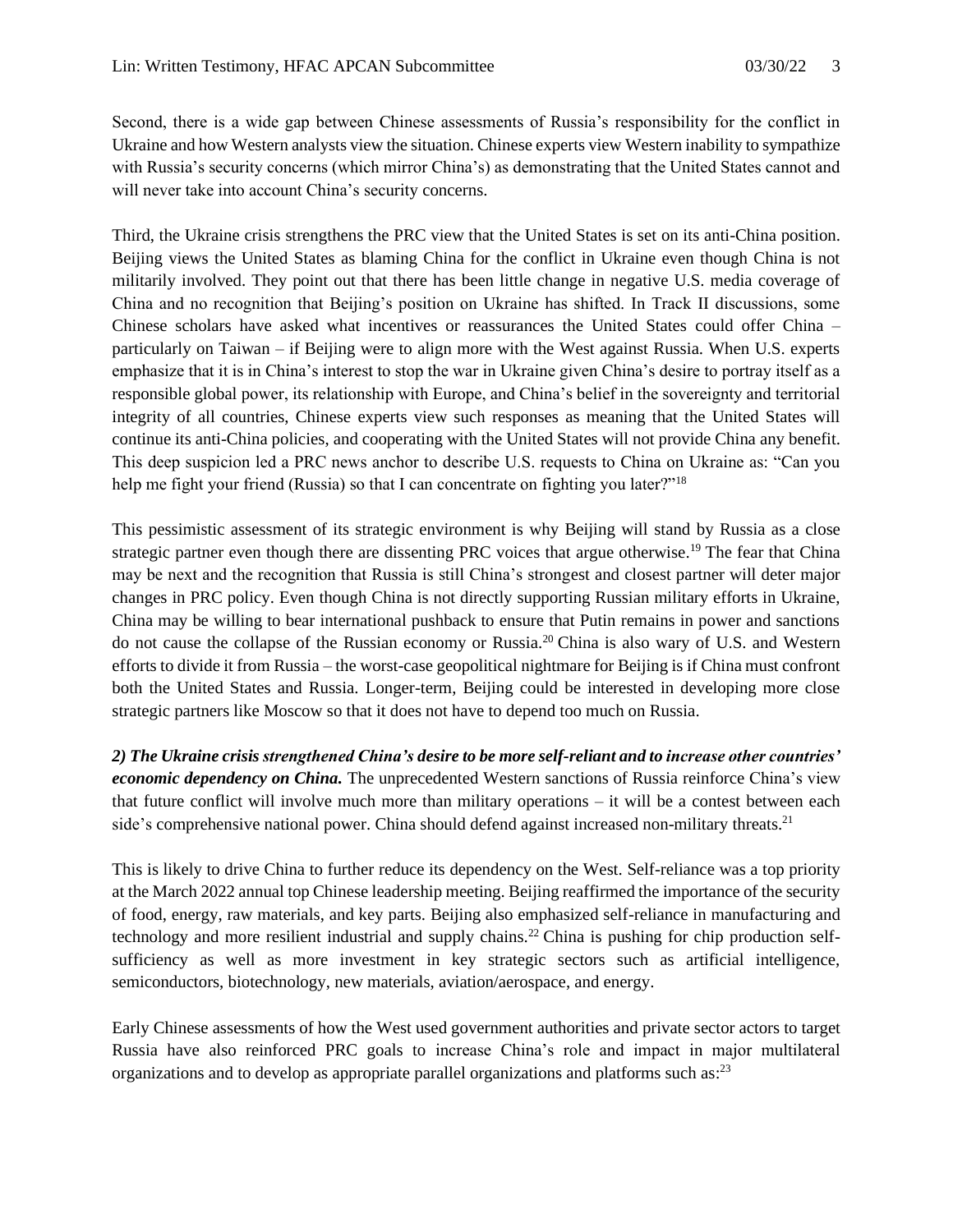Second, there is a wide gap between Chinese assessments of Russia's responsibility for the conflict in Ukraine and how Western analysts view the situation. Chinese experts view Western inability to sympathize with Russia's security concerns (which mirror China's) as demonstrating that the United States cannot and will never take into account China's security concerns.

Third, the Ukraine crisis strengthens the PRC view that the United States is set on its anti-China position. Beijing views the United States as blaming China for the conflict in Ukraine even though China is not militarily involved. They point out that there has been little change in negative U.S. media coverage of China and no recognition that Beijing's position on Ukraine has shifted. In Track II discussions, some Chinese scholars have asked what incentives or reassurances the United States could offer China – particularly on Taiwan – if Beijing were to align more with the West against Russia. When U.S. experts emphasize that it is in China's interest to stop the war in Ukraine given China's desire to portray itself as a responsible global power, its relationship with Europe, and China's belief in the sovereignty and territorial integrity of all countries, Chinese experts view such responses as meaning that the United States will continue its anti-China policies, and cooperating with the United States will not provide China any benefit. This deep suspicion led a PRC news anchor to describe U.S. requests to China on Ukraine as: "Can you help me fight your friend (Russia) so that I can concentrate on fighting you later?"[18]

This pessimistic assessment of its strategic environment is why Beijing will stand by Russia as a close strategic partner even though there are dissenting PRC voices that argue otherwise.[19] The fear that China may be next and the recognition that Russia is still China's strongest and closest partner will deter major changes in PRC policy. Even though China is not directly supporting Russian military efforts in Ukraine, China may be willing to bear international pushback to ensure that Putin remains in power and sanctions do not cause the collapse of the Russian economy or Russia.[20] China is also wary of U.S. and Western efforts to divide it from Russia – the worst-case geopolitical nightmare for Beijing is if China must confront both the United States and Russia. Longer-term, Beijing could be interested in developing more close strategic partners like Moscow so that it does not have to depend too much on Russia.

***2) The Ukraine crisis strengthened China's desire to be more self-reliant and to increase other countries' economic dependency on China.*** The unprecedented Western sanctions of Russia reinforce China's view that future conflict will involve much more than military operations – it will be a contest between each side's comprehensive national power. China should defend against increased non-military threats.[21]

This is likely to drive China to further reduce its dependency on the West. Self-reliance was a top priority at the March 2022 annual top Chinese leadership meeting. Beijing reaffirmed the importance of the security of food, energy, raw materials, and key parts. Beijing also emphasized self-reliance in manufacturing and technology and more resilient industrial and supply chains.[22] China is pushing for chip production self-sufficiency as well as more investment in key strategic sectors such as artificial intelligence, semiconductors, biotechnology, new materials, aviation/aerospace, and energy.

Early Chinese assessments of how the West used government authorities and private sector actors to target Russia have also reinforced PRC goals to increase China's role and impact in major multilateral organizations and to develop as appropriate parallel organizations and platforms such as:[23]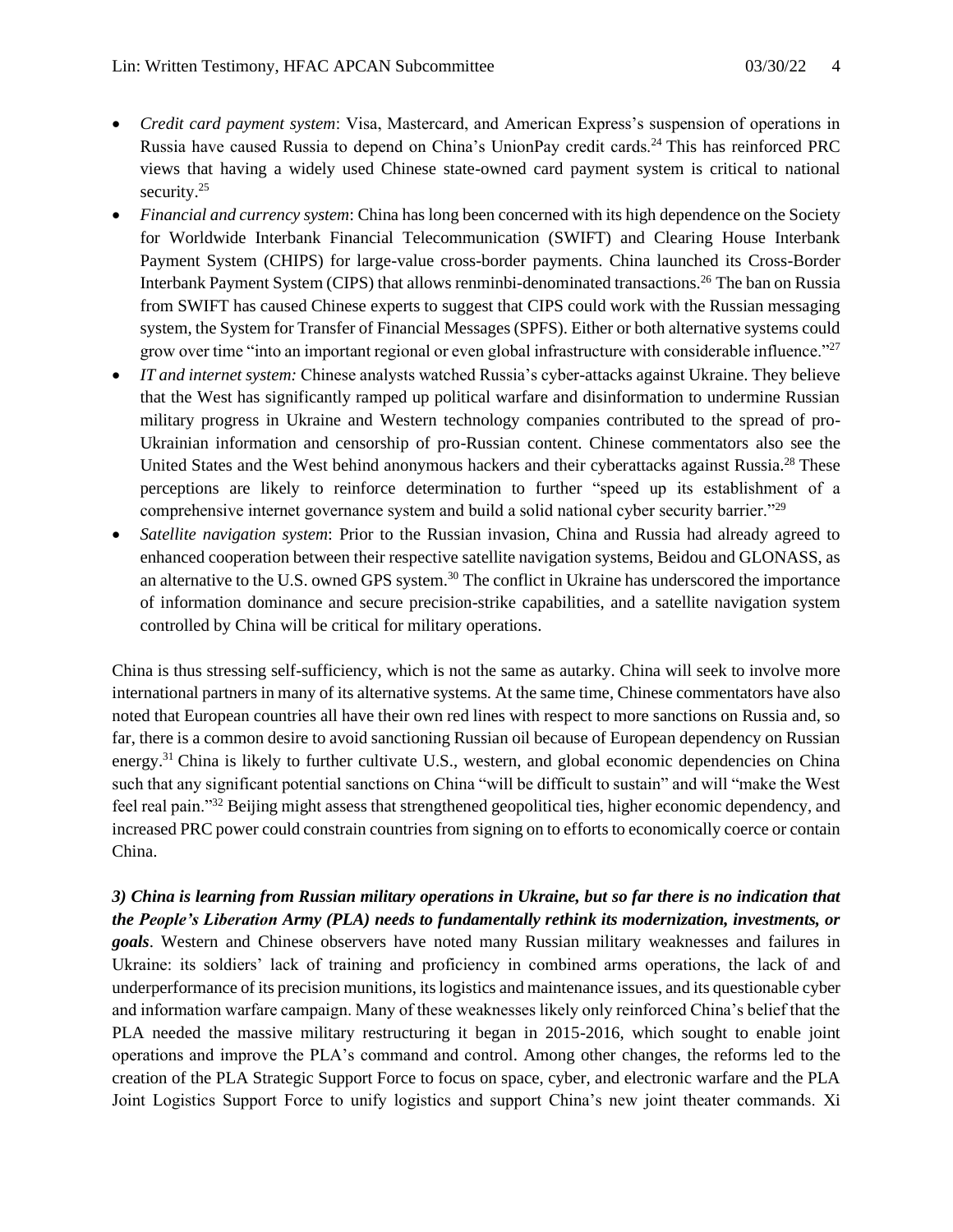- *Credit card payment system*: Visa, Mastercard, and American Express's suspension of operations in Russia have caused Russia to depend on China's UnionPay credit cards.[24] This has reinforced PRC views that having a widely used Chinese state-owned card payment system is critical to national security.[25]
- *Financial and currency system*: China has long been concerned with its high dependence on the Society for Worldwide Interbank Financial Telecommunication (SWIFT) and Clearing House Interbank Payment System (CHIPS) for large-value cross-border payments. China launched its Cross-Border Interbank Payment System (CIPS) that allows renminbi-denominated transactions.[26] The ban on Russia from SWIFT has caused Chinese experts to suggest that CIPS could work with the Russian messaging system, the System for Transfer of Financial Messages (SPFS). Either or both alternative systems could grow over time "into an important regional or even global infrastructure with considerable influence."[27]
- *IT and internet system:* Chinese analysts watched Russia's cyber-attacks against Ukraine. They believe that the West has significantly ramped up political warfare and disinformation to undermine Russian military progress in Ukraine and Western technology companies contributed to the spread of pro-Ukrainian information and censorship of pro-Russian content. Chinese commentators also see the United States and the West behind anonymous hackers and their cyberattacks against Russia.[28] These perceptions are likely to reinforce determination to further "speed up its establishment of a comprehensive internet governance system and build a solid national cyber security barrier."[29]
- *Satellite navigation system*: Prior to the Russian invasion, China and Russia had already agreed to enhanced cooperation between their respective satellite navigation systems, Beidou and GLONASS, as an alternative to the U.S. owned GPS system.[30] The conflict in Ukraine has underscored the importance of information dominance and secure precision-strike capabilities, and a satellite navigation system controlled by China will be critical for military operations.

China is thus stressing self-sufficiency, which is not the same as autarky. China will seek to involve more international partners in many of its alternative systems. At the same time, Chinese commentators have also noted that European countries all have their own red lines with respect to more sanctions on Russia and, so far, there is a common desire to avoid sanctioning Russian oil because of European dependency on Russian energy.[31] China is likely to further cultivate U.S., western, and global economic dependencies on China such that any significant potential sanctions on China "will be difficult to sustain" and will "make the West feel real pain."[32] Beijing might assess that strengthened geopolitical ties, higher economic dependency, and increased PRC power could constrain countries from signing on to efforts to economically coerce or contain China.

***3) China is learning from Russian military operations in Ukraine, but so far there is no indication that the People's Liberation Army (PLA) needs to fundamentally rethink its modernization, investments, or goals***. Western and Chinese observers have noted many Russian military weaknesses and failures in Ukraine: its soldiers' lack of training and proficiency in combined arms operations, the lack of and underperformance of its precision munitions, its logistics and maintenance issues, and its questionable cyber and information warfare campaign. Many of these weaknesses likely only reinforced China's belief that the PLA needed the massive military restructuring it began in 2015-2016, which sought to enable joint operations and improve the PLA's command and control. Among other changes, the reforms led to the creation of the PLA Strategic Support Force to focus on space, cyber, and electronic warfare and the PLA Joint Logistics Support Force to unify logistics and support China's new joint theater commands. Xi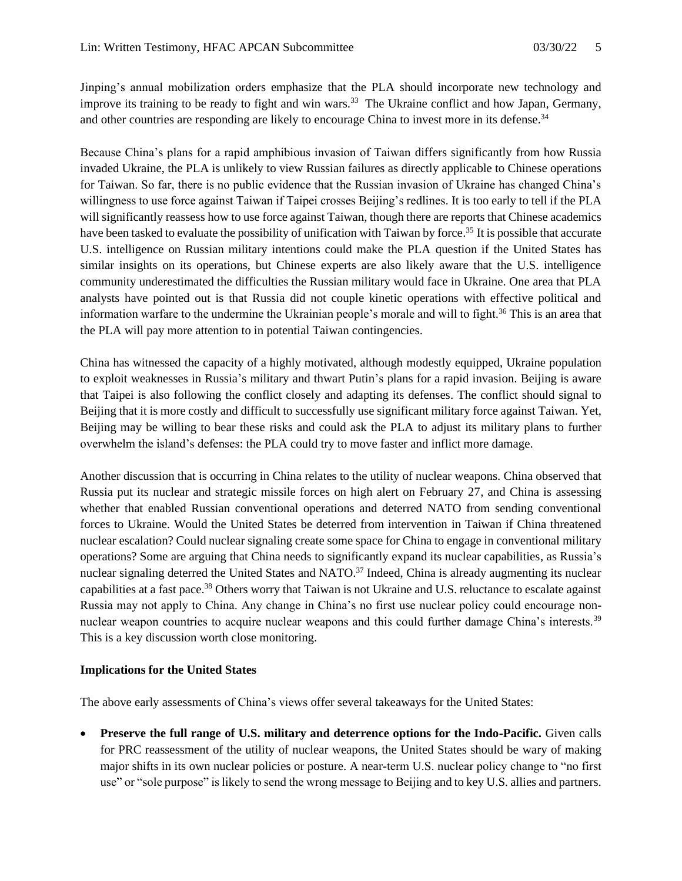Jinping's annual mobilization orders emphasize that the PLA should incorporate new technology and improve its training to be ready to fight and win wars.[33] The Ukraine conflict and how Japan, Germany, and other countries are responding are likely to encourage China to invest more in its defense.[34]

Because China's plans for a rapid amphibious invasion of Taiwan differs significantly from how Russia invaded Ukraine, the PLA is unlikely to view Russian failures as directly applicable to Chinese operations for Taiwan. So far, there is no public evidence that the Russian invasion of Ukraine has changed China's willingness to use force against Taiwan if Taipei crosses Beijing's redlines. It is too early to tell if the PLA will significantly reassess how to use force against Taiwan, though there are reports that Chinese academics have been tasked to evaluate the possibility of unification with Taiwan by force.[35] It is possible that accurate U.S. intelligence on Russian military intentions could make the PLA question if the United States has similar insights on its operations, but Chinese experts are also likely aware that the U.S. intelligence community underestimated the difficulties the Russian military would face in Ukraine. One area that PLA analysts have pointed out is that Russia did not couple kinetic operations with effective political and information warfare to the undermine the Ukrainian people's morale and will to fight.[36] This is an area that the PLA will pay more attention to in potential Taiwan contingencies.

China has witnessed the capacity of a highly motivated, although modestly equipped, Ukraine population to exploit weaknesses in Russia's military and thwart Putin's plans for a rapid invasion. Beijing is aware that Taipei is also following the conflict closely and adapting its defenses. The conflict should signal to Beijing that it is more costly and difficult to successfully use significant military force against Taiwan. Yet, Beijing may be willing to bear these risks and could ask the PLA to adjust its military plans to further overwhelm the island's defenses: the PLA could try to move faster and inflict more damage.

Another discussion that is occurring in China relates to the utility of nuclear weapons. China observed that Russia put its nuclear and strategic missile forces on high alert on February 27, and China is assessing whether that enabled Russian conventional operations and deterred NATO from sending conventional forces to Ukraine. Would the United States be deterred from intervention in Taiwan if China threatened nuclear escalation? Could nuclear signaling create some space for China to engage in conventional military operations? Some are arguing that China needs to significantly expand its nuclear capabilities, as Russia's nuclear signaling deterred the United States and NATO.[37] Indeed, China is already augmenting its nuclear capabilities at a fast pace.[38] Others worry that Taiwan is not Ukraine and U.S. reluctance to escalate against Russia may not apply to China. Any change in China's no first use nuclear policy could encourage non-nuclear weapon countries to acquire nuclear weapons and this could further damage China's interests.[39] This is a key discussion worth close monitoring.

**Implications for the United States**

The above early assessments of China's views offer several takeaways for the United States:

- **Preserve the full range of U.S. military and deterrence options for the Indo-Pacific.** Given calls for PRC reassessment of the utility of nuclear weapons, the United States should be wary of making major shifts in its own nuclear policies or posture. A near-term U.S. nuclear policy change to "no first use" or "sole purpose" is likely to send the wrong message to Beijing and to key U.S. allies and partners.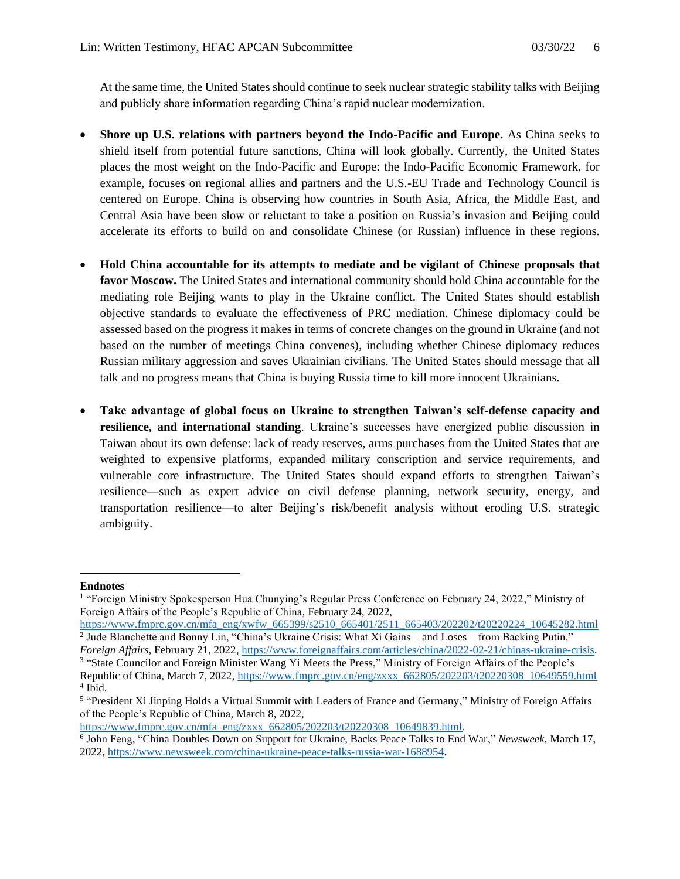At the same time, the United States should continue to seek nuclear strategic stability talks with Beijing and publicly share information regarding China's rapid nuclear modernization.

- **Shore up U.S. relations with partners beyond the Indo-Pacific and Europe.** As China seeks to shield itself from potential future sanctions, China will look globally. Currently, the United States places the most weight on the Indo-Pacific and Europe: the Indo-Pacific Economic Framework, for example, focuses on regional allies and partners and the U.S.-EU Trade and Technology Council is centered on Europe. China is observing how countries in South Asia, Africa, the Middle East, and Central Asia have been slow or reluctant to take a position on Russia's invasion and Beijing could accelerate its efforts to build on and consolidate Chinese (or Russian) influence in these regions.

- **Hold China accountable for its attempts to mediate and be vigilant of Chinese proposals that favor Moscow.** The United States and international community should hold China accountable for the mediating role Beijing wants to play in the Ukraine conflict. The United States should establish objective standards to evaluate the effectiveness of PRC mediation. Chinese diplomacy could be assessed based on the progress it makes in terms of concrete changes on the ground in Ukraine (and not based on the number of meetings China convenes), including whether Chinese diplomacy reduces Russian military aggression and saves Ukrainian civilians. The United States should message that all talk and no progress means that China is buying Russia time to kill more innocent Ukrainians.

- **Take advantage of global focus on Ukraine to strengthen Taiwan's self-defense capacity and resilience, and international standing**. Ukraine's successes have energized public discussion in Taiwan about its own defense: lack of ready reserves, arms purchases from the United States that are weighted to expensive platforms, expanded military conscription and service requirements, and vulnerable core infrastructure. The United States should expand efforts to strengthen Taiwan's resilience—such as expert advice on civil defense planning, network security, energy, and transportation resilience—to alter Beijing's risk/benefit analysis without eroding U.S. strategic ambiguity.

---

**Endnotes**

[1] "Foreign Ministry Spokesperson Hua Chunying's Regular Press Conference on February 24, 2022," Ministry of Foreign Affairs of the People's Republic of China, February 24, 2022, https://www.fmprc.gov.cn/mfa_eng/xwfw_665399/s2510_665401/2511_665403/202202/t20220224_10645282.html

[2] Jude Blanchette and Bonny Lin, "China's Ukraine Crisis: What Xi Gains – and Loses – from Backing Putin," *Foreign Affairs*, February 21, 2022, https://www.foreignaffairs.com/articles/china/2022-02-21/chinas-ukraine-crisis.

[3] "State Councilor and Foreign Minister Wang Yi Meets the Press," Ministry of Foreign Affairs of the People's Republic of China, March 7, 2022, https://www.fmprc.gov.cn/eng/zxxx_662805/202203/t20220308_10649559.html

[4] Ibid.

[5] "President Xi Jinping Holds a Virtual Summit with Leaders of France and Germany," Ministry of Foreign Affairs of the People's Republic of China, March 8, 2022, https://www.fmprc.gov.cn/mfa_eng/zxxx_662805/202203/t20220308_10649839.html.

[6] John Feng, "China Doubles Down on Support for Ukraine, Backs Peace Talks to End War," *Newsweek*, March 17, 2022, https://www.newsweek.com/china-ukraine-peace-talks-russia-war-1688954.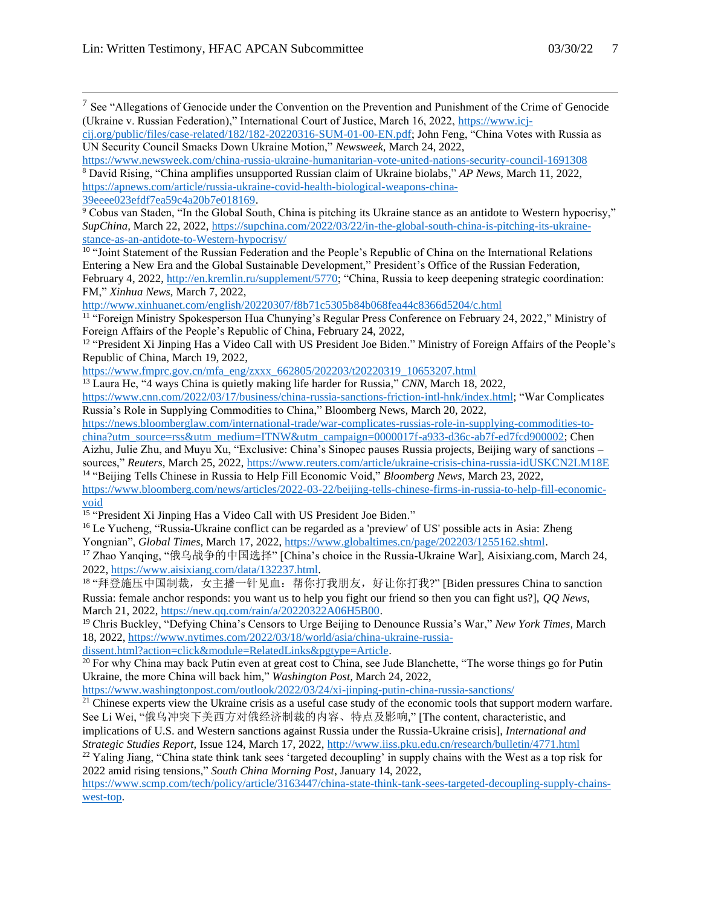[7] See "Allegations of Genocide under the Convention on the Prevention and Punishment of the Crime of Genocide (Ukraine v. Russian Federation)," International Court of Justice, March 16, 2022, https://www.icj-cij.org/public/files/case-related/182/182-20220316-SUM-01-00-EN.pdf; John Feng, "China Votes with Russia as UN Security Council Smacks Down Ukraine Motion," *Newsweek*, March 24, 2022, https://www.newsweek.com/china-russia-ukraine-humanitarian-vote-united-nations-security-council-1691308

[8] David Rising, "China amplifies unsupported Russian claim of Ukraine biolabs," *AP News*, March 11, 2022, https://apnews.com/article/russia-ukraine-covid-health-biological-weapons-china-39eeee023efdf7ea59c4a20b7e018169.

[9] Cobus van Staden, "In the Global South, China is pitching its Ukraine stance as an antidote to Western hypocrisy," *SupChina*, March 22, 2022, https://supchina.com/2022/03/22/in-the-global-south-china-is-pitching-its-ukraine-stance-as-an-antidote-to-Western-hypocrisy/

[10] "Joint Statement of the Russian Federation and the People's Republic of China on the International Relations Entering a New Era and the Global Sustainable Development," President's Office of the Russian Federation, February 4, 2022, http://en.kremlin.ru/supplement/5770; "China, Russia to keep deepening strategic coordination: FM," *Xinhua News*, March 7, 2022, http://www.xinhuanet.com/english/20220307/f8b71c5305b84b068fea44c8366d5204/c.html

[11] "Foreign Ministry Spokesperson Hua Chunying's Regular Press Conference on February 24, 2022," Ministry of Foreign Affairs of the People's Republic of China, February 24, 2022,

[12] "President Xi Jinping Has a Video Call with US President Joe Biden." Ministry of Foreign Affairs of the People's Republic of China, March 19, 2022, https://www.fmprc.gov.cn/mfa_eng/zxxx_662805/202203/t20220319_10653207.html

[13] Laura He, "4 ways China is quietly making life harder for Russia," *CNN*, March 18, 2022, https://www.cnn.com/2022/03/17/business/china-russia-sanctions-friction-intl-hnk/index.html; "War Complicates Russia's Role in Supplying Commodities to China," Bloomberg News, March 20, 2022, https://news.bloomberglaw.com/international-trade/war-complicates-russias-role-in-supplying-commodities-to-china?utm_source=rss&utm_medium=ITNW&utm_campaign=0000017f-a933-d36c-ab7f-ed7fcd900002; Chen Aizhu, Julie Zhu, and Muyu Xu, "Exclusive: China's Sinopec pauses Russia projects, Beijing wary of sanctions – sources," *Reuters*, March 25, 2022, https://www.reuters.com/article/ukraine-crisis-china-russia-idUSKCN2LM18E

[14] "Beijing Tells Chinese in Russia to Help Fill Economic Void," *Bloomberg News*, March 23, 2022, https://www.bloomberg.com/news/articles/2022-03-22/beijing-tells-chinese-firms-in-russia-to-help-fill-economic-void

[15] "President Xi Jinping Has a Video Call with US President Joe Biden."

[16] Le Yucheng, "Russia-Ukraine conflict can be regarded as a 'preview' of US' possible acts in Asia: Zheng Yongnian", *Global Times*, March 17, 2022, https://www.globaltimes.cn/page/202203/1255162.shtml.

[17] Zhao Yanqing, "俄乌战争的中国选择" [China's choice in the Russia-Ukraine War], Aisixiang.com, March 24, 2022, https://www.aisixiang.com/data/132237.html.

[18] "拜登施压中国制裁，女主播一针见血：帮你打我朋友，好让你打我?" [Biden pressures China to sanction Russia: female anchor responds: you want us to help you fight our friend so then you can fight us?], *QQ News*, March 21, 2022, https://new.qq.com/rain/a/20220322A06H5B00.

[19] Chris Buckley, "Defying China's Censors to Urge Beijing to Denounce Russia's War," *New York Times*, March 18, 2022, https://www.nytimes.com/2022/03/18/world/asia/china-ukraine-russia-dissent.html?action=click&module=RelatedLinks&pgtype=Article.

[20] For why China may back Putin even at great cost to China, see Jude Blanchette, "The worse things go for Putin Ukraine, the more China will back him," *Washington Post*, March 24, 2022, https://www.washingtonpost.com/outlook/2022/03/24/xi-jinping-putin-china-russia-sanctions/

[21] Chinese experts view the Ukraine crisis as a useful case study of the economic tools that support modern warfare. See Li Wei, "俄乌冲突下美西方对俄经济制裁的内容、特点及影响," [The content, characteristic, and implications of U.S. and Western sanctions against Russia under the Russia-Ukraine crisis], *International and Strategic Studies Report*, Issue 124, March 17, 2022, http://www.iiss.pku.edu.cn/research/bulletin/4771.html

[22] Yaling Jiang, "China state think tank sees 'targeted decoupling' in supply chains with the West as a top risk for 2022 amid rising tensions," *South China Morning Post*, January 14, 2022, https://www.scmp.com/tech/policy/article/3163447/china-state-think-tank-sees-targeted-decoupling-supply-chains-west-top.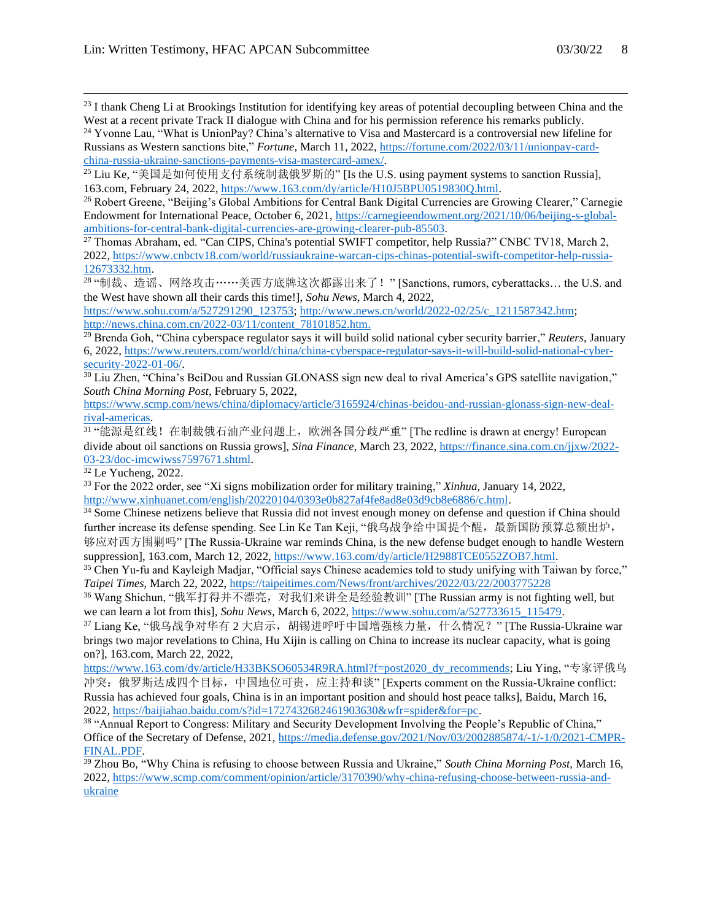[23] I thank Cheng Li at Brookings Institution for identifying key areas of potential decoupling between China and the West at a recent private Track II dialogue with China and for his permission reference his remarks publicly.

[24] Yvonne Lau, "What is UnionPay? China's alternative to Visa and Mastercard is a controversial new lifeline for Russians as Western sanctions bite," *Fortune*, March 11, 2022, https://fortune.com/2022/03/11/unionpay-card-china-russia-ukraine-sanctions-payments-visa-mastercard-amex/.

[25] Liu Ke, "美国是如何使用支付系统制裁俄罗斯的" [Is the U.S. using payment systems to sanction Russia], 163.com, February 24, 2022, https://www.163.com/dy/article/H10J5BPU0519830Q.html.

[26] Robert Greene, "Beijing's Global Ambitions for Central Bank Digital Currencies are Growing Clearer," Carnegie Endowment for International Peace, October 6, 2021, https://carnegieendowment.org/2021/10/06/beijing-s-global-ambitions-for-central-bank-digital-currencies-are-growing-clearer-pub-85503.

[27] Thomas Abraham, ed. "Can CIPS, China's potential SWIFT competitor, help Russia?" CNBC TV18, March 2, 2022, https://www.cnbctv18.com/world/russiaukraine-warcan-cips-chinas-potential-swift-competitor-help-russia-12673332.htm.

[28] "制裁、造谣、网络攻击……美西方底牌这次都露出来了！" [Sanctions, rumors, cyberattacks… the U.S. and the West have shown all their cards this time!], *Sohu News*, March 4, 2022, https://www.sohu.com/a/527291290_123753; http://www.news.cn/world/2022-02/25/c_1211587342.htm; http://news.china.com.cn/2022-03/11/content_78101852.htm.

[29] Brenda Goh, "China cyberspace regulator says it will build solid national cyber security barrier," *Reuters*, January 6, 2022, https://www.reuters.com/world/china/china-cyberspace-regulator-says-it-will-build-solid-national-cyber-security-2022-01-06/.

[30] Liu Zhen, "China's BeiDou and Russian GLONASS sign new deal to rival America's GPS satellite navigation," *South China Morning Post*, February 5, 2022, https://www.scmp.com/news/china/diplomacy/article/3165924/chinas-beidou-and-russian-glonass-sign-new-deal-rival-americas.

[31] "能源是红线！在制裁俄石油产业问题上，欧洲各国分歧严重" [The redline is drawn at energy! European divide about oil sanctions on Russia grows], *Sina Finance*, March 23, 2022, https://finance.sina.com.cn/jjxw/2022-03-23/doc-imcwiwss7597671.shtml.

[32] Le Yucheng, 2022.

[33] For the 2022 order, see "Xi signs mobilization order for military training," *Xinhua*, January 14, 2022, http://www.xinhuanet.com/english/20220104/0393e0b827af4fe8ad8e03d9cb8e6886/c.html.

[34] Some Chinese netizens believe that Russia did not invest enough money on defense and question if China should further increase its defense spending. See Lin Ke Tan Keji, "俄乌战争给中国提个醒，最新国防预算总额出炉，够应对西方围剿吗" [The Russia-Ukraine war reminds China, is the new defense budget enough to handle Western suppression], 163.com, March 12, 2022, https://www.163.com/dy/article/H2988TCE0552ZOB7.html.

[35] Chen Yu-fu and Kayleigh Madjar, "Official says Chinese academics told to study unifying with Taiwan by force," *Taipei Times*, March 22, 2022, https://taipeitimes.com/News/front/archives/2022/03/22/2003775228

[36] Wang Shichun, "俄军打得并不漂亮，对我们来讲全是经验教训" [The Russian army is not fighting well, but we can learn a lot from this], *Sohu News*, March 6, 2022, https://www.sohu.com/a/527733615_115479.

[37] Liang Ke, "俄乌战争对华有 2 大启示，胡锡进呼吁中国增强核力量，什么情况？" [The Russia-Ukraine war brings two major revelations to China, Hu Xijin is calling on China to increase its nuclear capacity, what is going on?], 163.com, March 22, 2022, https://www.163.com/dy/article/H33BKSO60534R9RA.html?f=post2020_dy_recommends; Liu Ying, "专家评俄乌冲突：俄罗斯达成四个目标，中国地位可贵，应主持和谈" [Experts comment on the Russia-Ukraine conflict: Russia has achieved four goals, China is in an important position and should host peace talks], Baidu, March 16, 2022, https://baijiahao.baidu.com/s?id=1727432682461903630&wfr=spider&for=pc.

[38] "Annual Report to Congress: Military and Security Development Involving the People's Republic of China," Office of the Secretary of Defense, 2021, https://media.defense.gov/2021/Nov/03/2002885874/-1/-1/0/2021-CMPR-FINAL.PDF.

[39] Zhou Bo, "Why China is refusing to choose between Russia and Ukraine," *South China Morning Post*, March 16, 2022, https://www.scmp.com/comment/opinion/article/3170390/why-china-refusing-choose-between-russia-and-ukraine